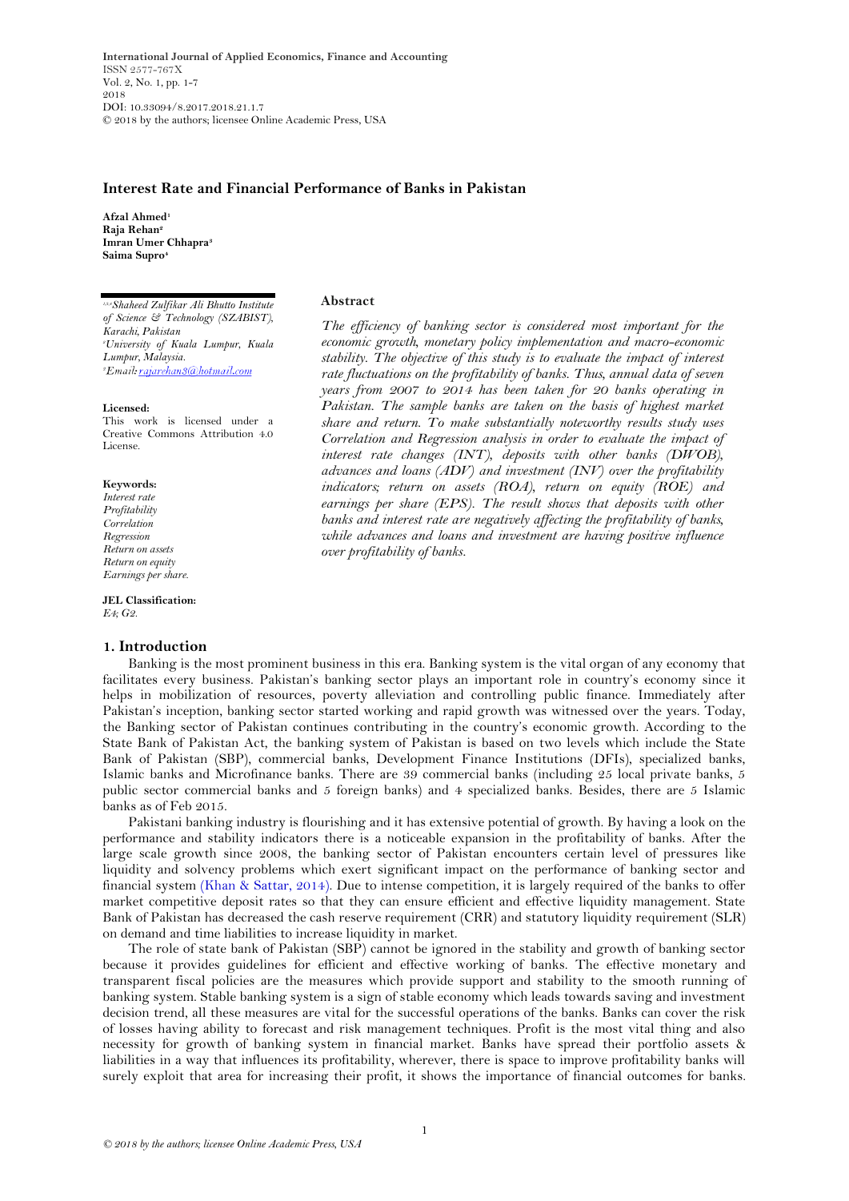International Journal of Applied Economics, Finance and Accounting
ISSN 2577-767X
Vol. 2, No. 1, pp. 1-7
2018
DOI: 10.33094/8.2017.2018.21.1.7
© 2018 by the authors; licensee Online Academic Press, USA

# Interest Rate and Financial Performance of Banks in Pakistan

**Afzal Ahmed**[1]
**Raja Rehan**[2]
**Imran Umer Chhapra**[3]
**Saima Supro**[4]

[1,3,4]*Shaheed Zulfikar Ali Bhutto Institute of Science & Technology (SZABIST), Karachi, Pakistan*
[2]*University of Kuala Lumpur, Kuala Lumpur, Malaysia.*
[2]*Email: rajarehan3@hotmail.com*

**Licensed:**
This work is licensed under a Creative Commons Attribution 4.0 License.

**Keywords:**
*Interest rate*
*Profitability*
*Correlation*
*Regression*
*Return on assets*
*Return on equity*
*Earnings per share.*

**JEL Classification:**
*E4; G2.*

**Abstract**

*The efficiency of banking sector is considered most important for the economic growth, monetary policy implementation and macro-economic stability. The objective of this study is to evaluate the impact of interest rate fluctuations on the profitability of banks. Thus, annual data of seven years from 2007 to 2014 has been taken for 20 banks operating in Pakistan. The sample banks are taken on the basis of highest market share and return. To make substantially noteworthy results study uses Correlation and Regression analysis in order to evaluate the impact of interest rate changes (INT), deposits with other banks (DWOB), advances and loans (ADV) and investment (INV) over the profitability indicators; return on assets (ROA), return on equity (ROE) and earnings per share (EPS). The result shows that deposits with other banks and interest rate are negatively affecting the profitability of banks, while advances and loans and investment are having positive influence over profitability of banks.*

## 1. Introduction

Banking is the most prominent business in this era. Banking system is the vital organ of any economy that facilitates every business. Pakistan's banking sector plays an important role in country's economy since it helps in mobilization of resources, poverty alleviation and controlling public finance. Immediately after Pakistan's inception, banking sector started working and rapid growth was witnessed over the years. Today, the Banking sector of Pakistan continues contributing in the country's economic growth. According to the State Bank of Pakistan Act, the banking system of Pakistan is based on two levels which include the State Bank of Pakistan (SBP), commercial banks, Development Finance Institutions (DFIs), specialized banks, Islamic banks and Microfinance banks. There are 39 commercial banks (including 25 local private banks, 5 public sector commercial banks and 5 foreign banks) and 4 specialized banks. Besides, there are 5 Islamic banks as of Feb 2015.

Pakistani banking industry is flourishing and it has extensive potential of growth. By having a look on the performance and stability indicators there is a noticeable expansion in the profitability of banks. After the large scale growth since 2008, the banking sector of Pakistan encounters certain level of pressures like liquidity and solvency problems which exert significant impact on the performance of banking sector and financial system (Khan & Sattar, 2014). Due to intense competition, it is largely required of the banks to offer market competitive deposit rates so that they can ensure efficient and effective liquidity management. State Bank of Pakistan has decreased the cash reserve requirement (CRR) and statutory liquidity requirement (SLR) on demand and time liabilities to increase liquidity in market.

The role of state bank of Pakistan (SBP) cannot be ignored in the stability and growth of banking sector because it provides guidelines for efficient and effective working of banks. The effective monetary and transparent fiscal policies are the measures which provide support and stability to the smooth running of banking system. Stable banking system is a sign of stable economy which leads towards saving and investment decision trend, all these measures are vital for the successful operations of the banks. Banks can cover the risk of losses having ability to forecast and risk management techniques. Profit is the most vital thing and also necessity for growth of banking system in financial market. Banks have spread their portfolio assets & liabilities in a way that influences its profitability, wherever, there is space to improve profitability banks will surely exploit that area for increasing their profit, it shows the importance of financial outcomes for banks.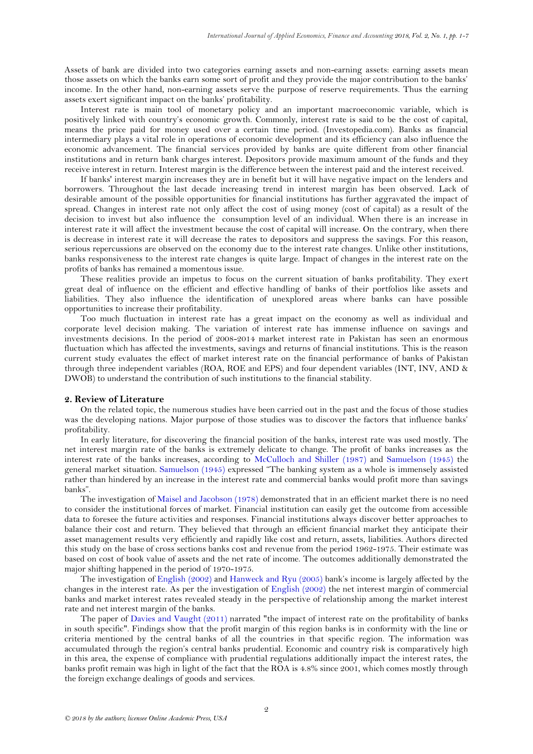Assets of bank are divided into two categories earning assets and non-earning assets: earning assets mean those assets on which the banks earn some sort of profit and they provide the major contribution to the banks' income. In the other hand, non-earning assets serve the purpose of reserve requirements. Thus the earning assets exert significant impact on the banks' profitability.

Interest rate is main tool of monetary policy and an important macroeconomic variable, which is positively linked with country's economic growth. Commonly, interest rate is said to be the cost of capital, means the price paid for money used over a certain time period. (Investopedia.com). Banks as financial intermediary plays a vital role in operations of economic development and its efficiency can also influence the economic advancement. The financial services provided by banks are quite different from other financial institutions and in return bank charges interest. Depositors provide maximum amount of the funds and they receive interest in return. Interest margin is the difference between the interest paid and the interest received.

If banks' interest margin increases they are in benefit but it will have negative impact on the lenders and borrowers. Throughout the last decade increasing trend in interest margin has been observed. Lack of desirable amount of the possible opportunities for financial institutions has further aggravated the impact of spread. Changes in interest rate not only affect the cost of using money (cost of capital) as a result of the decision to invest but also influence the consumption level of an individual. When there is an increase in interest rate it will affect the investment because the cost of capital will increase. On the contrary, when there is decrease in interest rate it will decrease the rates to depositors and suppress the savings. For this reason, serious repercussions are observed on the economy due to the interest rate changes. Unlike other institutions, banks responsiveness to the interest rate changes is quite large. Impact of changes in the interest rate on the profits of banks has remained a momentous issue.

These realities provide an impetus to focus on the current situation of banks profitability. They exert great deal of influence on the efficient and effective handling of banks of their portfolios like assets and liabilities. They also influence the identification of unexplored areas where banks can have possible opportunities to increase their profitability.

Too much fluctuation in interest rate has a great impact on the economy as well as individual and corporate level decision making. The variation of interest rate has immense influence on savings and investments decisions. In the period of 2008-2014 market interest rate in Pakistan has seen an enormous fluctuation which has affected the investments, savings and returns of financial institutions. This is the reason current study evaluates the effect of market interest rate on the financial performance of banks of Pakistan through three independent variables (ROA, ROE and EPS) and four dependent variables (INT, INV, AND & DWOB) to understand the contribution of such institutions to the financial stability.

## 2. Review of Literature

On the related topic, the numerous studies have been carried out in the past and the focus of those studies was the developing nations. Major purpose of those studies was to discover the factors that influence banks' profitability.

In early literature, for discovering the financial position of the banks, interest rate was used mostly. The net interest margin rate of the banks is extremely delicate to change. The profit of banks increases as the interest rate of the banks increases, according to McCulloch and Shiller (1987) and Samuelson (1945) the general market situation. Samuelson (1945) expressed "The banking system as a whole is immensely assisted rather than hindered by an increase in the interest rate and commercial banks would profit more than savings banks".

The investigation of Maisel and Jacobson (1978) demonstrated that in an efficient market there is no need to consider the institutional forces of market. Financial institution can easily get the outcome from accessible data to foresee the future activities and responses. Financial institutions always discover better approaches to balance their cost and return. They believed that through an efficient financial market they anticipate their asset management results very efficiently and rapidly like cost and return, assets, liabilities. Authors directed this study on the base of cross sections banks cost and revenue from the period 1962-1975. Their estimate was based on cost of book value of assets and the net rate of income. The outcomes additionally demonstrated the major shifting happened in the period of 1970-1975.

The investigation of English (2002) and Hanweck and Ryu (2005) bank's income is largely affected by the changes in the interest rate. As per the investigation of English (2002) the net interest margin of commercial banks and market interest rates revealed steady in the perspective of relationship among the market interest rate and net interest margin of the banks.

The paper of Davies and Vaught (2011) narrated "the impact of interest rate on the profitability of banks in south specific". Findings show that the profit margin of this region banks is in conformity with the line or criteria mentioned by the central banks of all the countries in that specific region. The information was accumulated through the region's central banks prudential. Economic and country risk is comparatively high in this area, the expense of compliance with prudential regulations additionally impact the interest rates, the banks profit remain was high in light of the fact that the ROA is 4.8% since 2001, which comes mostly through the foreign exchange dealings of goods and services.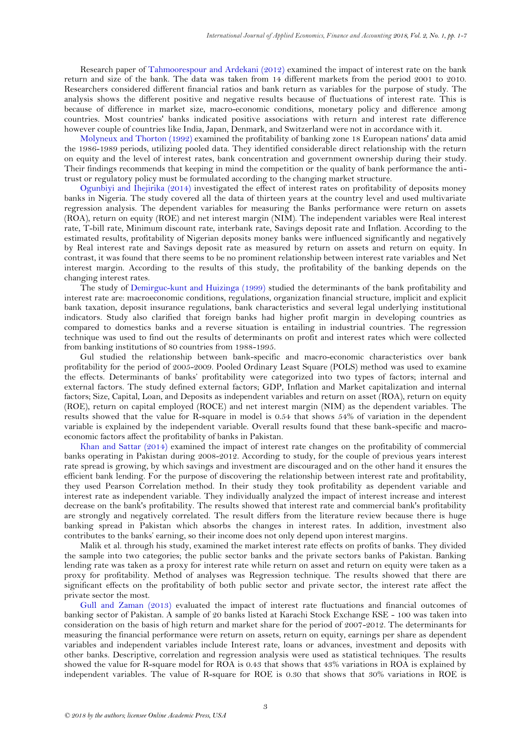Research paper of Tahmoorespour and Ardekani (2012) examined the impact of interest rate on the bank return and size of the bank. The data was taken from 14 different markets from the period 2001 to 2010. Researchers considered different financial ratios and bank return as variables for the purpose of study. The analysis shows the different positive and negative results because of fluctuations of interest rate. This is because of difference in market size, macro-economic conditions, monetary policy and difference among countries. Most countries' banks indicated positive associations with return and interest rate difference however couple of countries like India, Japan, Denmark, and Switzerland were not in accordance with it.

Molyneux and Thorton (1992) examined the profitability of banking zone 18 European nations' data amid the 1986-1989 periods, utilizing pooled data. They identified considerable direct relationship with the return on equity and the level of interest rates, bank concentration and government ownership during their study. Their findings recommends that keeping in mind the competition or the quality of bank performance the anti-trust or regulatory policy must be formulated according to the changing market structure.

Ogunbiyi and Ihejirika (2014) investigated the effect of interest rates on profitability of deposits money banks in Nigeria. The study covered all the data of thirteen years at the country level and used multivariate regression analysis. The dependent variables for measuring the Banks performance were return on assets (ROA), return on equity (ROE) and net interest margin (NIM). The independent variables were Real interest rate, T-bill rate, Minimum discount rate, Interbank rate, Savings deposit rate and Inflation. According to the estimated results, profitability of Nigerian deposits money banks were influenced significantly and negatively by Real interest rate and Savings deposit rate as measured by return on assets and return on equity. In contrast, it was found that there seems to be no prominent relationship between interest rate variables and Net interest margin. According to the results of this study, the profitability of the banking depends on the changing interest rates.

The study of Demirguc-kunt and Huizinga (1999) studied the determinants of the bank profitability and interest rate are: macroeconomic conditions, regulations, organization financial structure, implicit and explicit bank taxation, deposit insurance regulations, bank characteristics and several legal underlying institutional indicators. Study also clarified that foreign banks had higher profit margin in developing countries as compared to domestics banks and a reverse situation is entailing in industrial countries. The regression technique was used to find out the results of determinants on profit and interest rates which were collected from banking institutions of 80 countries from 1988-1995.

Gul studied the relationship between bank-specific and macro-economic characteristics over bank profitability for the period of 2005-2009. Pooled Ordinary Least Square (POLS) method was used to examine the effects. Determinants of banks' profitability were categorized into two types of factors; internal and external factors. The study defined external factors; GDP, Inflation and Market capitalization and internal factors; Size, Capital, Loan, and Deposits as independent variables and return on asset (ROA), return on equity (ROE), return on capital employed (ROCE) and net interest margin (NIM) as the dependent variables. The results showed that the value for R-square in model is 0.54 that shows 54% of variation in the dependent variable is explained by the independent variable. Overall results found that these bank-specific and macro-economic factors affect the profitability of banks in Pakistan.

Khan and Sattar (2014) examined the impact of interest rate changes on the profitability of commercial banks operating in Pakistan during 2008-2012. According to study, for the couple of previous years interest rate spread is growing, by which savings and investment are discouraged and on the other hand it ensures the efficient bank lending. For the purpose of discovering the relationship between interest rate and profitability, they used Pearson Correlation method. In their study they took profitability as dependent variable and interest rate as independent variable. They individually analyzed the impact of interest increase and interest decrease on the bank's profitability. The results showed that interest rate and commercial bank's profitability are strongly and negatively correlated. The result differs from the literature review because there is huge banking spread in Pakistan which absorbs the changes in interest rates. In addition, investment also contributes to the banks' earning, so their income does not only depend upon interest margins.

Malik et al. through his study, examined the market interest rate effects on profits of banks. They divided the sample into two categories; the public sector banks and the private sectors banks of Pakistan. Banking lending rate was taken as a proxy for interest rate while return on asset and return on equity were taken as a proxy for profitability. Method of analyses was Regression technique. The results showed that there are significant effects on the profitability of both public sector and private sector, the interest rate affect the private sector the most.

Gull and Zaman (2013) evaluated the impact of interest rate fluctuations and financial outcomes of banking sector of Pakistan. A sample of 20 banks listed at Karachi Stock Exchange KSE - 100 was taken into consideration on the basis of high return and market share for the period of 2007-2012. The determinants for measuring the financial performance were return on assets, return on equity, earnings per share as dependent variables and independent variables include Interest rate, loans or advances, investment and deposits with other banks. Descriptive, correlation and regression analysis were used as statistical techniques. The results showed the value for R-square model for ROA is 0.43 that shows that 43% variations in ROA is explained by independent variables. The value of R-square for ROE is 0.30 that shows that 30% variations in ROE is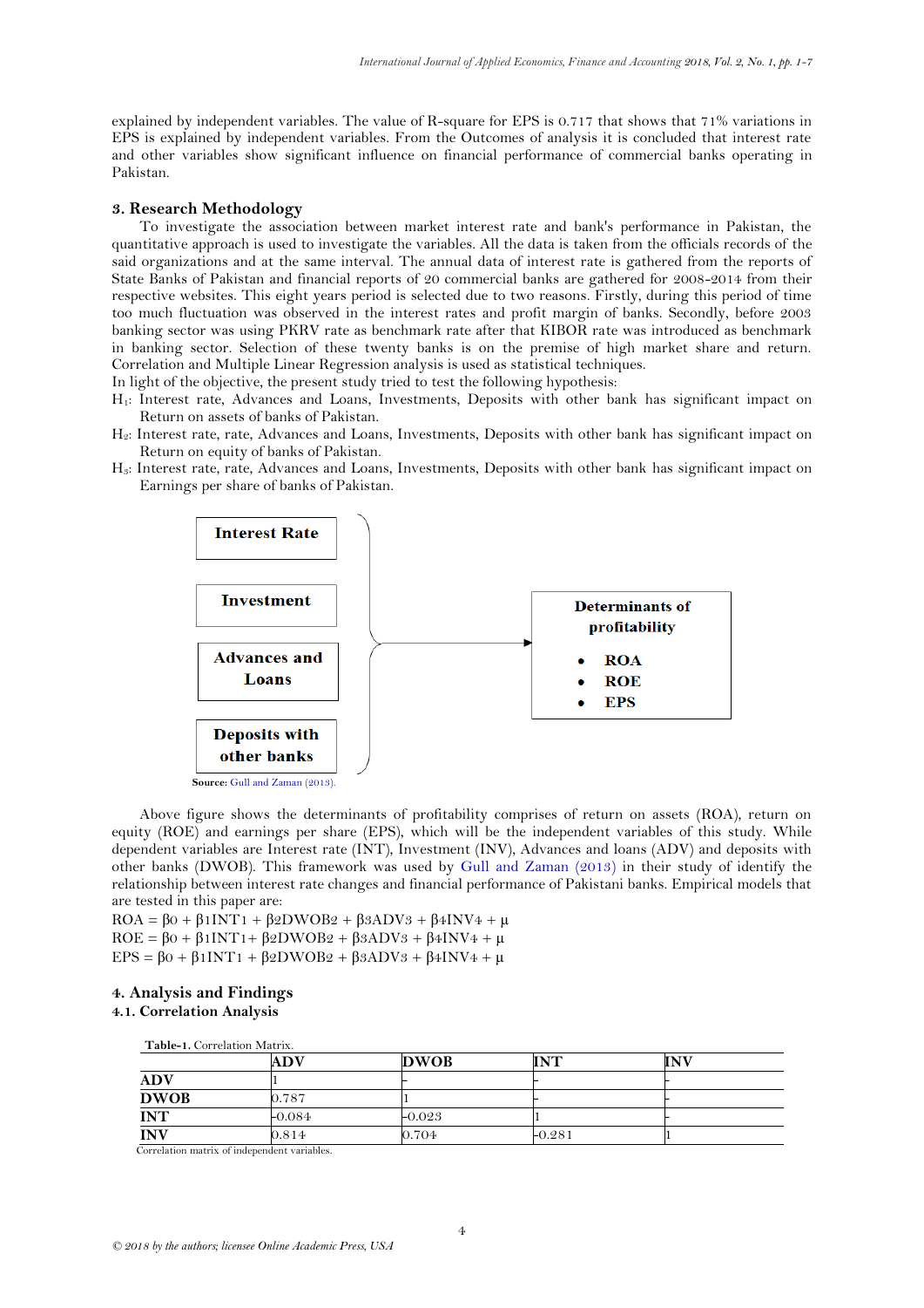explained by independent variables. The value of R-square for EPS is 0.717 that shows that 71% variations in EPS is explained by independent variables. From the Outcomes of analysis it is concluded that interest rate and other variables show significant influence on financial performance of commercial banks operating in Pakistan.

## 3. Research Methodology

To investigate the association between market interest rate and bank's performance in Pakistan, the quantitative approach is used to investigate the variables. All the data is taken from the officials records of the said organizations and at the same interval. The annual data of interest rate is gathered from the reports of State Banks of Pakistan and financial reports of 20 commercial banks are gathered for 2008-2014 from their respective websites. This eight years period is selected due to two reasons. Firstly, during this period of time too much fluctuation was observed in the interest rates and profit margin of banks. Secondly, before 2003 banking sector was using PKRV rate as benchmark rate after that KIBOR rate was introduced as benchmark in banking sector. Selection of these twenty banks is on the premise of high market share and return. Correlation and Multiple Linear Regression analysis is used as statistical techniques.

In light of the objective, the present study tried to test the following hypothesis:

$H_1$: Interest rate, Advances and Loans, Investments, Deposits with other bank has significant impact on Return on assets of banks of Pakistan.

$H_2$: Interest rate, rate, Advances and Loans, Investments, Deposits with other bank has significant impact on Return on equity of banks of Pakistan.

$H_3$: Interest rate, rate, Advances and Loans, Investments, Deposits with other bank has significant impact on Earnings per share of banks of Pakistan.

**Interest Rate**

**Investment**

**Advances and Loans**

**Deposits with other banks**

**Determinants of profitability**

- **ROA**
- **ROE**
- **EPS**

**Source:** Gull and Zaman (2013).

Above figure shows the determinants of profitability comprises of return on assets (ROA), return on equity (ROE) and earnings per share (EPS), which will be the independent variables of this study. While dependent variables are Interest rate (INT), Investment (INV), Advances and loans (ADV) and deposits with other banks (DWOB). This framework was used by Gull and Zaman (2013) in their study of identify the relationship between interest rate changes and financial performance of Pakistani banks. Empirical models that are tested in this paper are:

$$ROA = \beta_0 + \beta_1 INT_1 + \beta_2 DWOB_2 + \beta_3 ADV_3 + \beta_4 INV_4 + \mu$$

$$ROE = \beta_0 + \beta_1 INT_1 + \beta_2 DWOB_2 + \beta_3 ADV_3 + \beta_4 INV_4 + \mu$$

$$EPS = \beta_0 + \beta_1 INT_1 + \beta_2 DWOB_2 + \beta_3 ADV_3 + \beta_4 INV_4 + \mu$$

## 4. Analysis and Findings

### 4.1. Correlation Analysis

**Table-1.** Correlation Matrix.

| | ADV | DWOB | INT | INV |
|---|---|---|---|---|
| **ADV** | 1 | - | - | - |
| **DWOB** | 0.787 | 1 | - | - |
| **INT** | -0.084 | -0.023 | 1 | - |
| **INV** | 0.814 | 0.704 | -0.281 | 1 |

Correlation matrix of independent variables.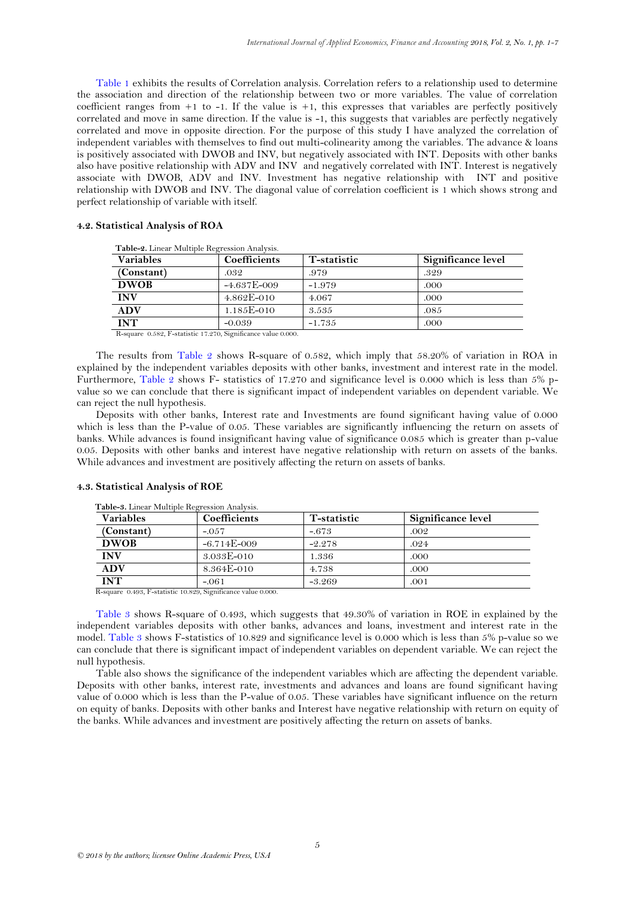Table 1 exhibits the results of Correlation analysis. Correlation refers to a relationship used to determine the association and direction of the relationship between two or more variables. The value of correlation coefficient ranges from +1 to -1. If the value is +1, this expresses that variables are perfectly positively correlated and move in same direction. If the value is -1, this suggests that variables are perfectly negatively correlated and move in opposite direction. For the purpose of this study I have analyzed the correlation of independent variables with themselves to find out multi-colinearity among the variables. The advance & loans is positively associated with DWOB and INV, but negatively associated with INT. Deposits with other banks also have positive relationship with ADV and INV and negatively correlated with INT. Interest is negatively associate with DWOB, ADV and INV. Investment has negative relationship with INT and positive relationship with DWOB and INV. The diagonal value of correlation coefficient is 1 which shows strong and perfect relationship of variable with itself.

### 4.2. Statistical Analysis of ROA

**Table-2.** Linear Multiple Regression Analysis.

| Variables | Coefficients | T-statistic | Significance level |
|---|---|---|---|
| **(Constant)** | .032 | .979 | .329 |
| **DWOB** | -4.637E-009 | -1.979 | .000 |
| **INV** | 4.862E-010 | 4.067 | .000 |
| **ADV** | 1.185E-010 | 3.535 | .085 |
| **INT** | -0.039 | -1.735 | .000 |

R-square 0.582, F-statistic 17.270, Significance value 0.000.

The results from Table 2 shows R-square of 0.582, which imply that 58.20% of variation in ROA in explained by the independent variables deposits with other banks, investment and interest rate in the model. Furthermore, Table 2 shows F- statistics of 17.270 and significance level is 0.000 which is less than 5% p-value so we can conclude that there is significant impact of independent variables on dependent variable. We can reject the null hypothesis.

Deposits with other banks, Interest rate and Investments are found significant having value of 0.000 which is less than the P-value of 0.05. These variables are significantly influencing the return on assets of banks. While advances is found insignificant having value of significance 0.085 which is greater than p-value 0.05. Deposits with other banks and interest have negative relationship with return on assets of the banks. While advances and investment are positively affecting the return on assets of banks.

### 4.3. Statistical Analysis of ROE

**Table-3.** Linear Multiple Regression Analysis.

| Variables | Coefficients | T-statistic | Significance level |
|---|---|---|---|
| **(Constant)** | -.057 | -.673 | .002 |
| **DWOB** | -6.714E-009 | -2.278 | .024 |
| **INV** | 3.033E-010 | 1.336 | .000 |
| **ADV** | 8.364E-010 | 4.738 | .000 |
| **INT** | -.061 | -3.269 | .001 |

R-square 0.493, F-statistic 10.829, Significance value 0.000.

Table 3 shows R-square of 0.493, which suggests that 49.30% of variation in ROE in explained by the independent variables deposits with other banks, advances and loans, investment and interest rate in the model. Table 3 shows F-statistics of 10.829 and significance level is 0.000 which is less than 5% p-value so we can conclude that there is significant impact of independent variables on dependent variable. We can reject the null hypothesis.

Table also shows the significance of the independent variables which are affecting the dependent variable. Deposits with other banks, interest rate, investments and advances and loans are found significant having value of 0.000 which is less than the P-value of 0.05. These variables have significant influence on the return on equity of banks. Deposits with other banks and Interest have negative relationship with return on equity of the banks. While advances and investment are positively affecting the return on assets of banks.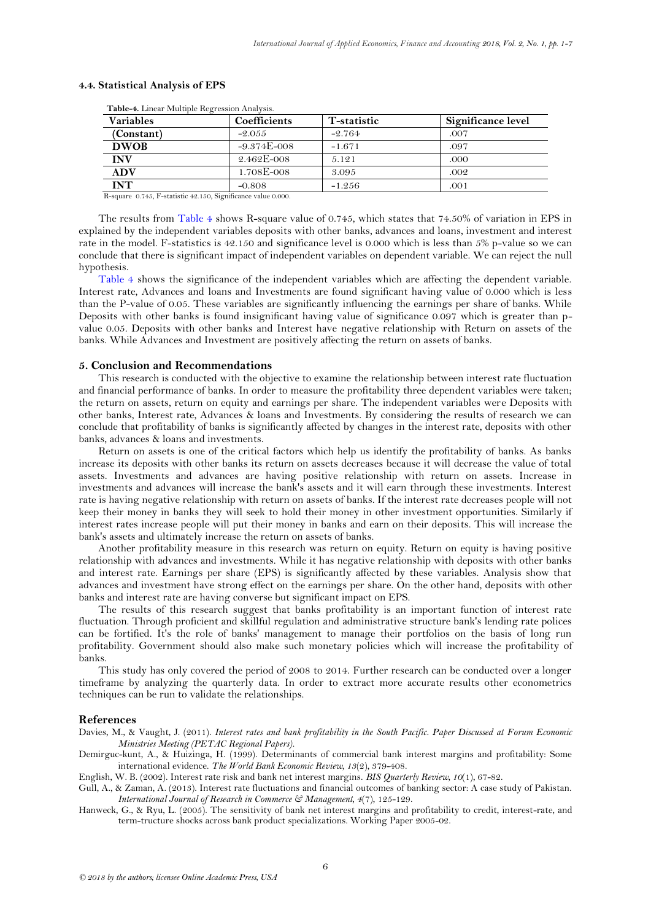### 4.4. Statistical Analysis of EPS

**Table-4.** Linear Multiple Regression Analysis.

| Variables | Coefficients | T-statistic | Significance level |
|---|---|---|---|
| (Constant) | -2.055 | -2.764 | .007 |
| DWOB | -9.374E-008 | -1.671 | .097 |
| INV | 2.462E-008 | 5.121 | .000 |
| ADV | 1.708E-008 | 3.095 | .002 |
| INT | -0.808 | -1.256 | .001 |

R-square 0.745, F-statistic 42.150, Significance value 0.000.

The results from Table 4 shows R-square value of 0.745, which states that 74.50% of variation in EPS in explained by the independent variables deposits with other banks, advances and loans, investment and interest rate in the model. F-statistics is 42.150 and significance level is 0.000 which is less than 5% p-value so we can conclude that there is significant impact of independent variables on dependent variable. We can reject the null hypothesis.

Table 4 shows the significance of the independent variables which are affecting the dependent variable. Interest rate, Advances and loans and Investments are found significant having value of 0.000 which is less than the P-value of 0.05. These variables are significantly influencing the earnings per share of banks. While Deposits with other banks is found insignificant having value of significance 0.097 which is greater than p-value 0.05. Deposits with other banks and Interest have negative relationship with Return on assets of the banks. While Advances and Investment are positively affecting the return on assets of banks.

## 5. Conclusion and Recommendations

This research is conducted with the objective to examine the relationship between interest rate fluctuation and financial performance of banks. In order to measure the profitability three dependent variables were taken; the return on assets, return on equity and earnings per share. The independent variables were Deposits with other banks, Interest rate, Advances & loans and Investments. By considering the results of research we can conclude that profitability of banks is significantly affected by changes in the interest rate, deposits with other banks, advances & loans and investments.

Return on assets is one of the critical factors which help us identify the profitability of banks. As banks increase its deposits with other banks its return on assets decreases because it will decrease the value of total assets. Investments and advances are having positive relationship with return on assets. Increase in investments and advances will increase the bank's assets and it will earn through these investments. Interest rate is having negative relationship with return on assets of banks. If the interest rate decreases people will not keep their money in banks they will seek to hold their money in other investment opportunities. Similarly if interest rates increase people will put their money in banks and earn on their deposits. This will increase the bank's assets and ultimately increase the return on assets of banks.

Another profitability measure in this research was return on equity. Return on equity is having positive relationship with advances and investments. While it has negative relationship with deposits with other banks and interest rate. Earnings per share (EPS) is significantly affected by these variables. Analysis show that advances and investment have strong effect on the earnings per share. On the other hand, deposits with other banks and interest rate are having converse but significant impact on EPS.

The results of this research suggest that banks profitability is an important function of interest rate fluctuation. Through proficient and skillful regulation and administrative structure bank's lending rate polices can be fortified. It's the role of banks' management to manage their portfolios on the basis of long run profitability. Government should also make such monetary policies which will increase the profitability of banks.

This study has only covered the period of 2008 to 2014. Further research can be conducted over a longer timeframe by analyzing the quarterly data. In order to extract more accurate results other econometrics techniques can be run to validate the relationships.

## References

Davies, M., & Vaught, J. (2011). *Interest rates and bank profitability in the South Pacific. Paper Discussed at Forum Economic Ministries Meeting (PETAC Regional Papers).*

Demirguc-kunt, A., & Huizinga, H. (1999). Determinants of commercial bank interest margins and profitability: Some international evidence. *The World Bank Economic Review, 13*(2), 379-408.

English, W. B. (2002). Interest rate risk and bank net interest margins. *BIS Quarterly Review, 10*(1), 67-82.

Gull, A., & Zaman, A. (2013). Interest rate fluctuations and financial outcomes of banking sector: A case study of Pakistan. *International Journal of Research in Commerce & Management, 4*(7), 125-129.

Hanweck, G., & Ryu, L. (2005). The sensitivity of bank net interest margins and profitability to credit, interest-rate, and term-tructure shocks across bank product specializations. Working Paper 2005-02.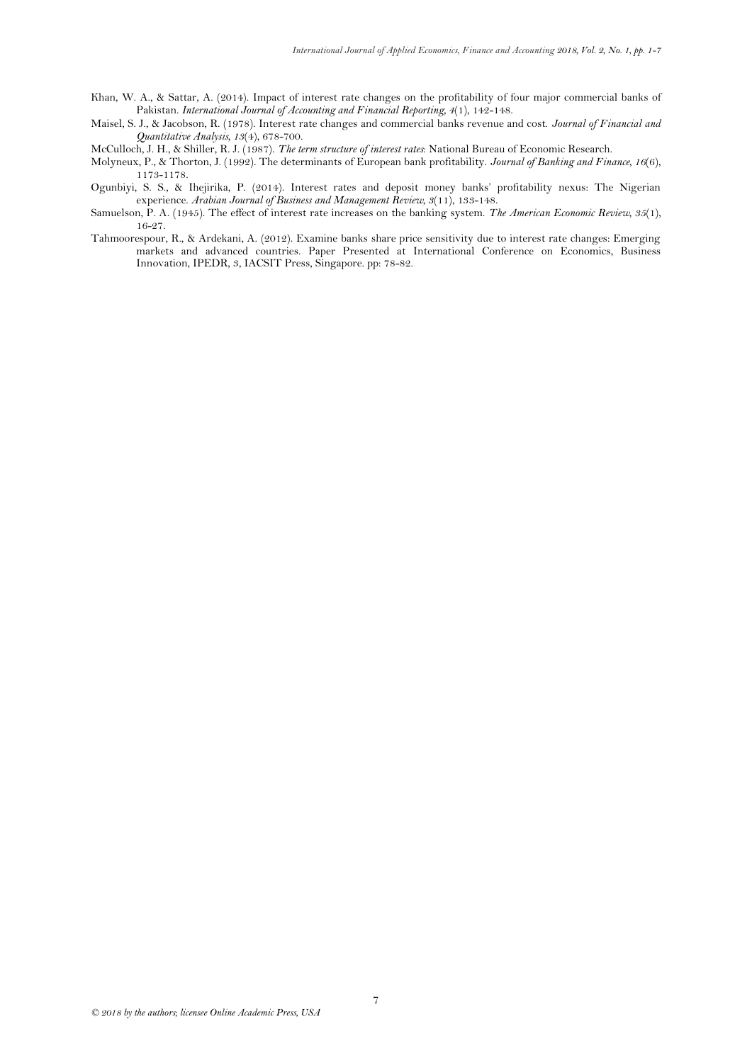Khan, W. A., & Sattar, A. (2014). Impact of interest rate changes on the profitability of four major commercial banks of Pakistan. *International Journal of Accounting and Financial Reporting, 4*(1), 142-148.

Maisel, S. J., & Jacobson, R. (1978). Interest rate changes and commercial banks revenue and cost. *Journal of Financial and Quantitative Analysis, 13*(4), 678-700.

McCulloch, J. H., & Shiller, R. J. (1987). *The term structure of interest rates*: National Bureau of Economic Research.

Molyneux, P., & Thorton, J. (1992). The determinants of European bank profitability. *Journal of Banking and Finance, 16*(6), 1173-1178.

Ogunbiyi, S. S., & Ihejirika, P. (2014). Interest rates and deposit money banks' profitability nexus: The Nigerian experience. *Arabian Journal of Business and Management Review, 3*(11), 133-148.

Samuelson, P. A. (1945). The effect of interest rate increases on the banking system. *The American Economic Review, 35*(1), 16-27.

Tahmoorespour, R., & Ardekani, A. (2012). Examine banks share price sensitivity due to interest rate changes: Emerging markets and advanced countries. Paper Presented at International Conference on Economics, Business Innovation, IPEDR, 3, IACSIT Press, Singapore. pp: 78-82.